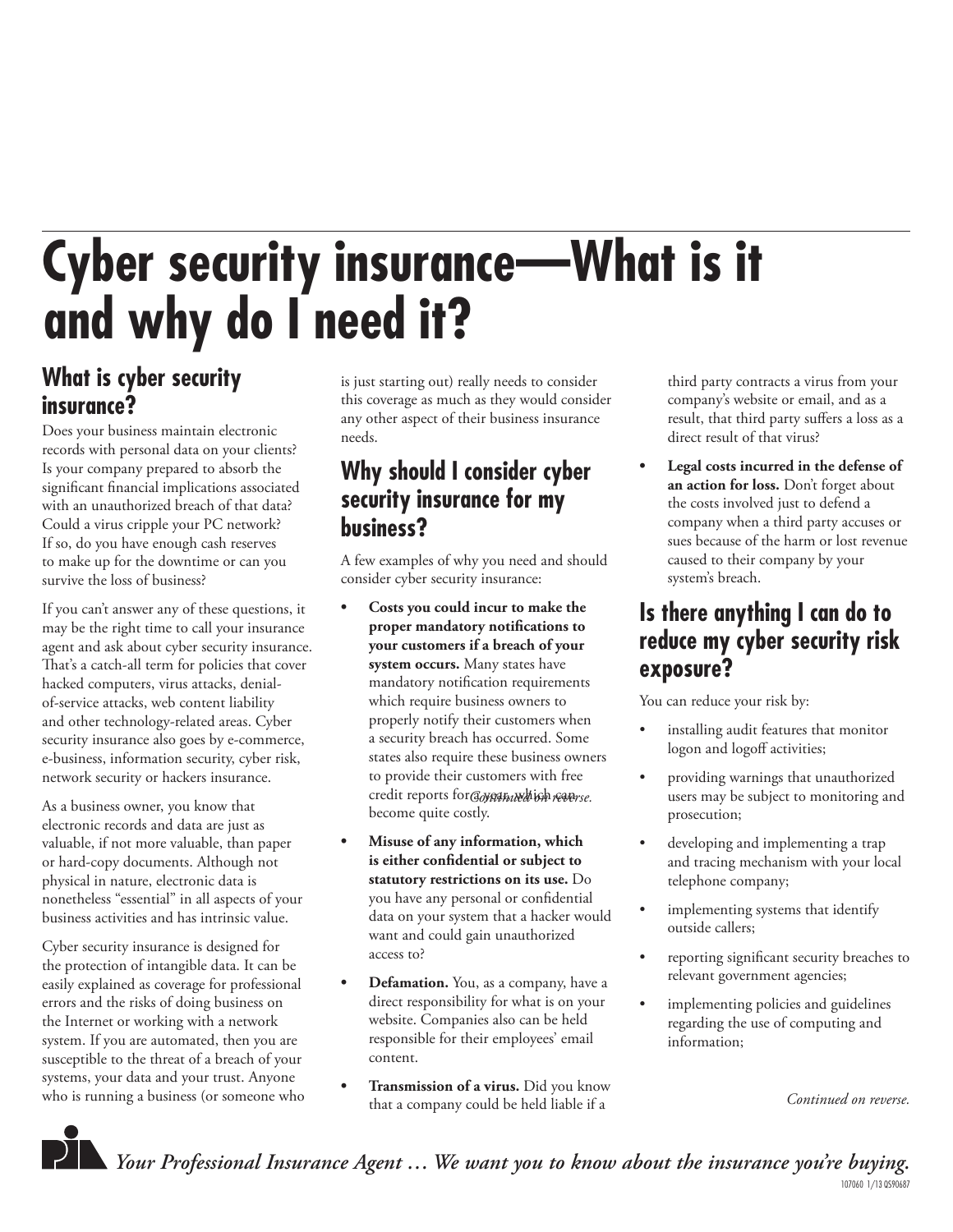# Cyber security insurance—What is it and why do I need it?

## What is cyber security insurance?

Does your business maintain electronic records with personal data on your clients? Is your company prepared to absorb the significant financial implications associated with an unauthorized breach of that data? Could a virus cripple your PC network? If so, do you have enough cash reserves to make up for the downtime or can you survive the loss of business?

If you can't answer any of these questions, it may be the right time to call your insurance agent and ask about cyber security insurance. That's a catch-all term for policies that cover hacked computers, virus attacks, denial-of-service attacks, web content liability and other technology-related areas. Cyber security insurance also goes by e-commerce, e-business, information security, cyber risk, network security or hackers insurance.

As a business owner, you know that electronic records and data are just as valuable, if not more valuable, than paper or hard-copy documents. Although not physical in nature, electronic data is nonetheless "essential" in all aspects of your business activities and has intrinsic value.

Cyber security insurance is designed for the protection of intangible data. It can be easily explained as coverage for professional errors and the risks of doing business on the Internet or working with a network system. If you are automated, then you are susceptible to the threat of a breach of your systems, your data and your trust. Anyone who is running a business (or someone who is just starting out) really needs to consider this coverage as much as they would consider any other aspect of their business insurance needs.

## Why should I consider cyber security insurance for my business?

A few examples of why you need and should consider cyber security insurance:

- **Costs you could incur to make the proper mandatory notifications to your customers if a breach of your system occurs.** Many states have mandatory notification requirements which require business owners to properly notify their customers when a security breach has occurred. Some states also require these business owners to provide their customers with free credit reports for a year, which can become quite costly.
- **Misuse of any information, which is either confidential or subject to statutory restrictions on its use.** Do you have any personal or confidential data on your system that a hacker would want and could gain unauthorized access to?
- **Defamation.** You, as a company, have a direct responsibility for what is on your website. Companies also can be held responsible for their employees' email content.
- **Transmission of a virus.** Did you know that a company could be held liable if a third party contracts a virus from your company's website or email, and as a result, that third party suffers a loss as a direct result of that virus?
- **Legal costs incurred in the defense of an action for loss.** Don't forget about the costs involved just to defend a company when a third party accuses or sues because of the harm or lost revenue caused to their company by your system's breach.

## Is there anything I can do to reduce my cyber security risk exposure?

You can reduce your risk by:

- installing audit features that monitor logon and logoff activities;
- providing warnings that unauthorized users may be subject to monitoring and prosecution;
- developing and implementing a trap and tracing mechanism with your local telephone company;
- implementing systems that identify outside callers;
- reporting significant security breaches to relevant government agencies;
- implementing policies and guidelines regarding the use of computing and information;

*Continued on reverse.*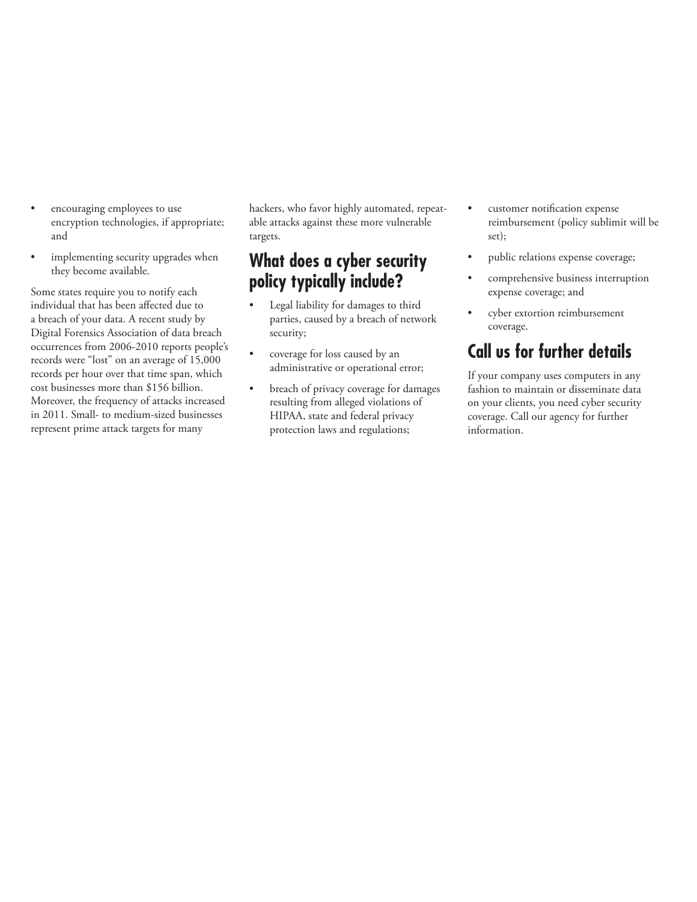- encouraging employees to use encryption technologies, if appropriate; and
- implementing security upgrades when they become available.

Some states require you to notify each individual that has been affected due to a breach of your data. A recent study by Digital Forensics Association of data breach occurrences from 2006-2010 reports people's records were "lost" on an average of 15,000 records per hour over that time span, which cost businesses more than $156 billion. Moreover, the frequency of attacks increased in 2011. Small- to medium-sized businesses represent prime attack targets for many hackers, who favor highly automated, repeatable attacks against these more vulnerable targets.

## What does a cyber security policy typically include?

- Legal liability for damages to third parties, caused by a breach of network security;
- coverage for loss caused by an administrative or operational error;
- breach of privacy coverage for damages resulting from alleged violations of HIPAA, state and federal privacy protection laws and regulations;
- customer notification expense reimbursement (policy sublimit will be set);
- public relations expense coverage;
- comprehensive business interruption expense coverage; and
- cyber extortion reimbursement coverage.

## Call us for further details

If your company uses computers in any fashion to maintain or disseminate data on your clients, you need cyber security coverage. Call our agency for further information.